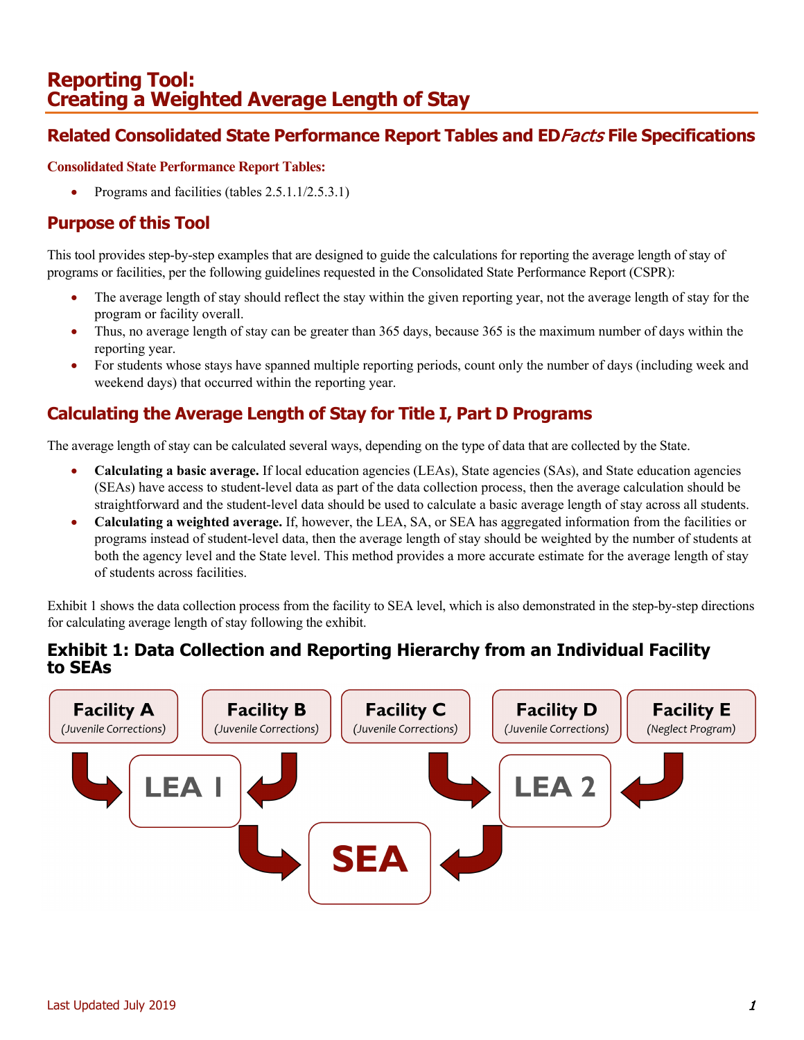# Reporting Tool: Creating a Weighted Average Length of Stay

## Related Consolidated State Performance Report Tables and ED*Facts* File Specifications

**Consolidated State Performance Report Tables:**

- Programs and facilities (tables 2.5.1.1/2.5.3.1)

## Purpose of this Tool

This tool provides step-by-step examples that are designed to guide the calculations for reporting the average length of stay of programs or facilities, per the following guidelines requested in the Consolidated State Performance Report (CSPR):

- The average length of stay should reflect the stay within the given reporting year, not the average length of stay for the program or facility overall.
- Thus, no average length of stay can be greater than 365 days, because 365 is the maximum number of days within the reporting year.
- For students whose stays have spanned multiple reporting periods, count only the number of days (including week and weekend days) that occurred within the reporting year.

## Calculating the Average Length of Stay for Title I, Part D Programs

The average length of stay can be calculated several ways, depending on the type of data that are collected by the State.

- **Calculating a basic average.** If local education agencies (LEAs), State agencies (SAs), and State education agencies (SEAs) have access to student-level data as part of the data collection process, then the average calculation should be straightforward and the student-level data should be used to calculate a basic average length of stay across all students.
- **Calculating a weighted average.** If, however, the LEA, SA, or SEA has aggregated information from the facilities or programs instead of student-level data, then the average length of stay should be weighted by the number of students at both the agency level and the State level. This method provides a more accurate estimate for the average length of stay of students across facilities.

Exhibit 1 shows the data collection process from the facility to SEA level, which is also demonstrated in the step-by-step directions for calculating average length of stay following the exhibit.

### Exhibit 1: Data Collection and Reporting Hierarchy from an Individual Facility to SEAs

Facility A (Juvenile Corrections) → LEA 1
Facility B (Juvenile Corrections) → LEA 1
Facility C (Juvenile Corrections) → LEA 2
Facility D (Juvenile Corrections)
Facility E (Neglect Program) → LEA 2
LEA 1 → SEA
LEA 2 → SEA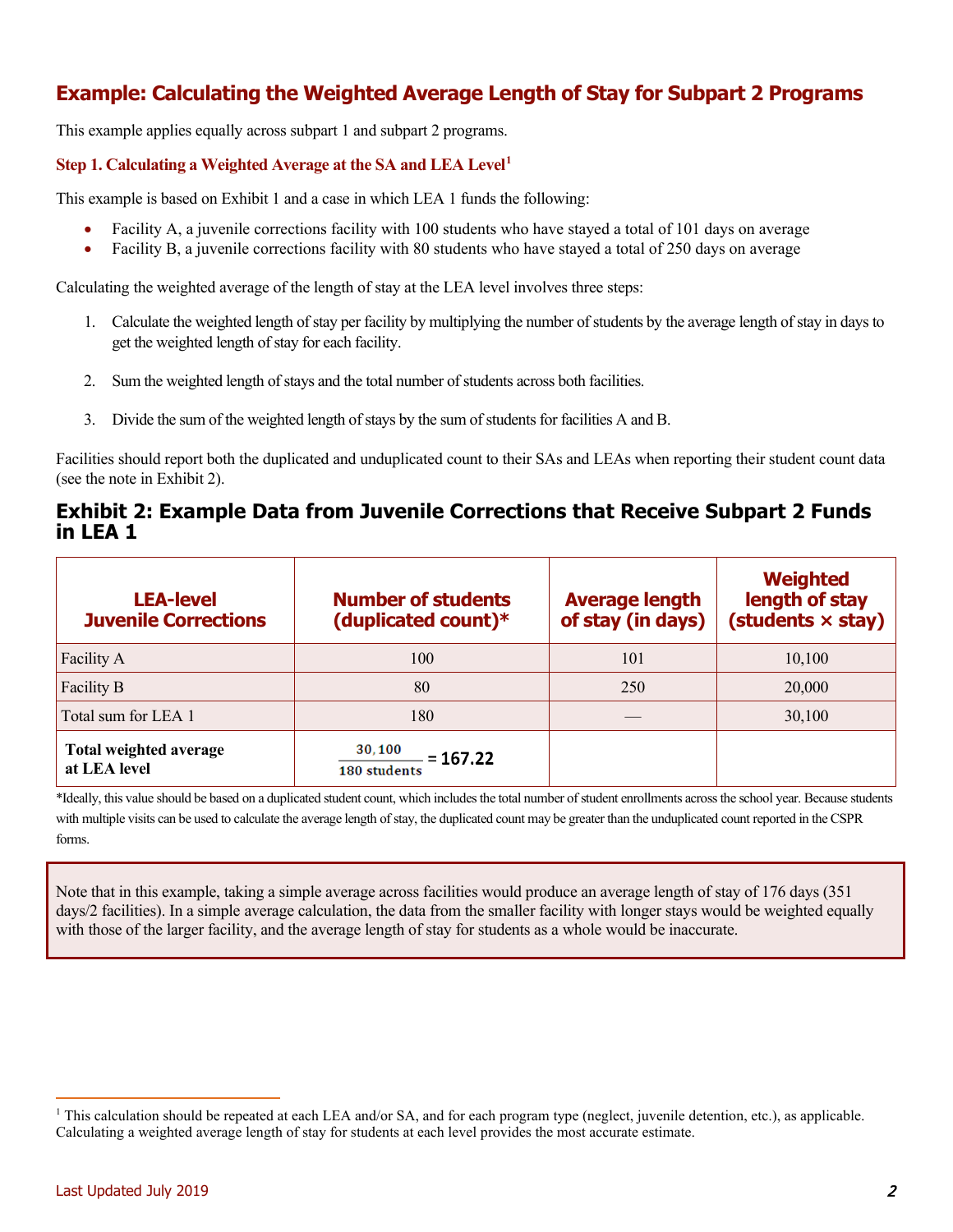## Example: Calculating the Weighted Average Length of Stay for Subpart 2 Programs

This example applies equally across subpart 1 and subpart 2 programs.

### Step 1. Calculating a Weighted Average at the SA and LEA Level[1]

This example is based on Exhibit 1 and a case in which LEA 1 funds the following:

- Facility A, a juvenile corrections facility with 100 students who have stayed a total of 101 days on average
- Facility B, a juvenile corrections facility with 80 students who have stayed a total of 250 days on average

Calculating the weighted average of the length of stay at the LEA level involves three steps:

1. Calculate the weighted length of stay per facility by multiplying the number of students by the average length of stay in days to get the weighted length of stay for each facility.

2. Sum the weighted length of stays and the total number of students across both facilities.

3. Divide the sum of the weighted length of stays by the sum of students for facilities A and B.

Facilities should report both the duplicated and unduplicated count to their SAs and LEAs when reporting their student count data (see the note in Exhibit 2).

### Exhibit 2: Example Data from Juvenile Corrections that Receive Subpart 2 Funds in LEA 1

| LEA-level Juvenile Corrections | Number of students (duplicated count)* | Average length of stay (in days) | Weighted length of stay (students × stay) |
|---|---|---|---|
| Facility A | 100 | 101 | 10,100 |
| Facility B | 80 | 250 | 20,000 |
| Total sum for LEA 1 | 180 | — | 30,100 |
| **Total weighted average at LEA level** | $\frac{30,100}{180 \text{ students}}$ **= 167.22** | | |

*Ideally, this value should be based on a duplicated student count, which includes the total number of student enrollments across the school year. Because students with multiple visits can be used to calculate the average length of stay, the duplicated count may be greater than the unduplicated count reported in the CSPR forms.

Note that in this example, taking a simple average across facilities would produce an average length of stay of 176 days (351 days/2 facilities). In a simple average calculation, the data from the smaller facility with longer stays would be weighted equally with those of the larger facility, and the average length of stay for students as a whole would be inaccurate.

[1] This calculation should be repeated at each LEA and/or SA, and for each program type (neglect, juvenile detention, etc.), as applicable. Calculating a weighted average length of stay for students at each level provides the most accurate estimate.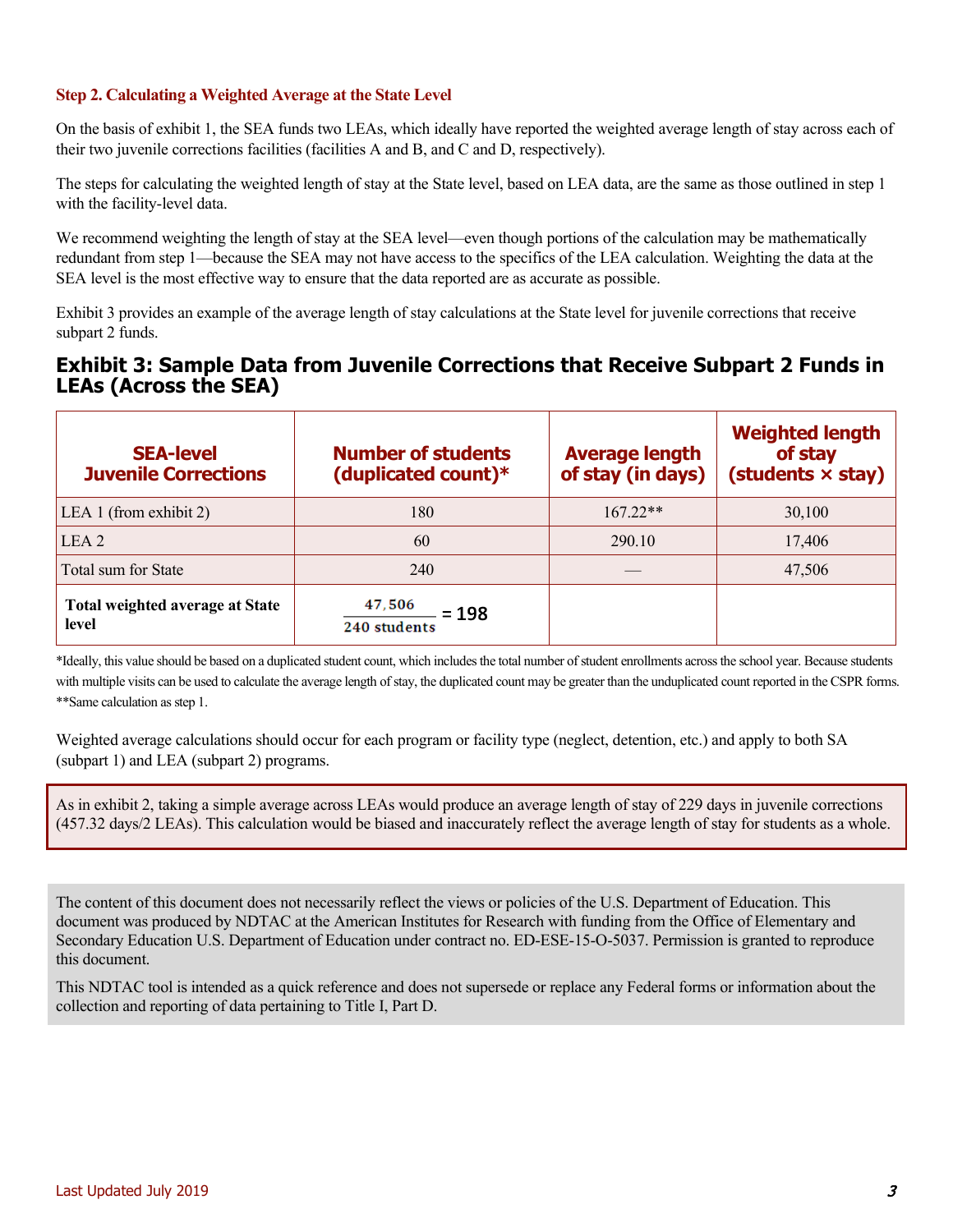### Step 2. Calculating a Weighted Average at the State Level

On the basis of exhibit 1, the SEA funds two LEAs, which ideally have reported the weighted average length of stay across each of their two juvenile corrections facilities (facilities A and B, and C and D, respectively).

The steps for calculating the weighted length of stay at the State level, based on LEA data, are the same as those outlined in step 1 with the facility-level data.

We recommend weighting the length of stay at the SEA level—even though portions of the calculation may be mathematically redundant from step 1—because the SEA may not have access to the specifics of the LEA calculation. Weighting the data at the SEA level is the most effective way to ensure that the data reported are as accurate as possible.

Exhibit 3 provides an example of the average length of stay calculations at the State level for juvenile corrections that receive subpart 2 funds.

## Exhibit 3: Sample Data from Juvenile Corrections that Receive Subpart 2 Funds in LEAs (Across the SEA)

| SEA-level Juvenile Corrections | Number of students (duplicated count)* | Average length of stay (in days) | Weighted length of stay (students × stay) |
|---|---|---|---|
| LEA 1 (from exhibit 2) | 180 | 167.22** | 30,100 |
| LEA 2 | 60 | 290.10 | 17,406 |
| Total sum for State | 240 | — | 47,506 |
| **Total weighted average at State level** | $\frac{47{,}506}{240 \text{ students}} = 198$ | | |

*Ideally, this value should be based on a duplicated student count, which includes the total number of student enrollments across the school year. Because students with multiple visits can be used to calculate the average length of stay, the duplicated count may be greater than the unduplicated count reported in the CSPR forms.
**Same calculation as step 1.

Weighted average calculations should occur for each program or facility type (neglect, detention, etc.) and apply to both SA (subpart 1) and LEA (subpart 2) programs.

As in exhibit 2, taking a simple average across LEAs would produce an average length of stay of 229 days in juvenile corrections (457.32 days/2 LEAs). This calculation would be biased and inaccurately reflect the average length of stay for students as a whole.

The content of this document does not necessarily reflect the views or policies of the U.S. Department of Education. This document was produced by NDTAC at the American Institutes for Research with funding from the Office of Elementary and Secondary Education U.S. Department of Education under contract no. ED-ESE-15-O-5037. Permission is granted to reproduce this document.

This NDTAC tool is intended as a quick reference and does not supersede or replace any Federal forms or information about the collection and reporting of data pertaining to Title I, Part D.

Last Updated July 2019